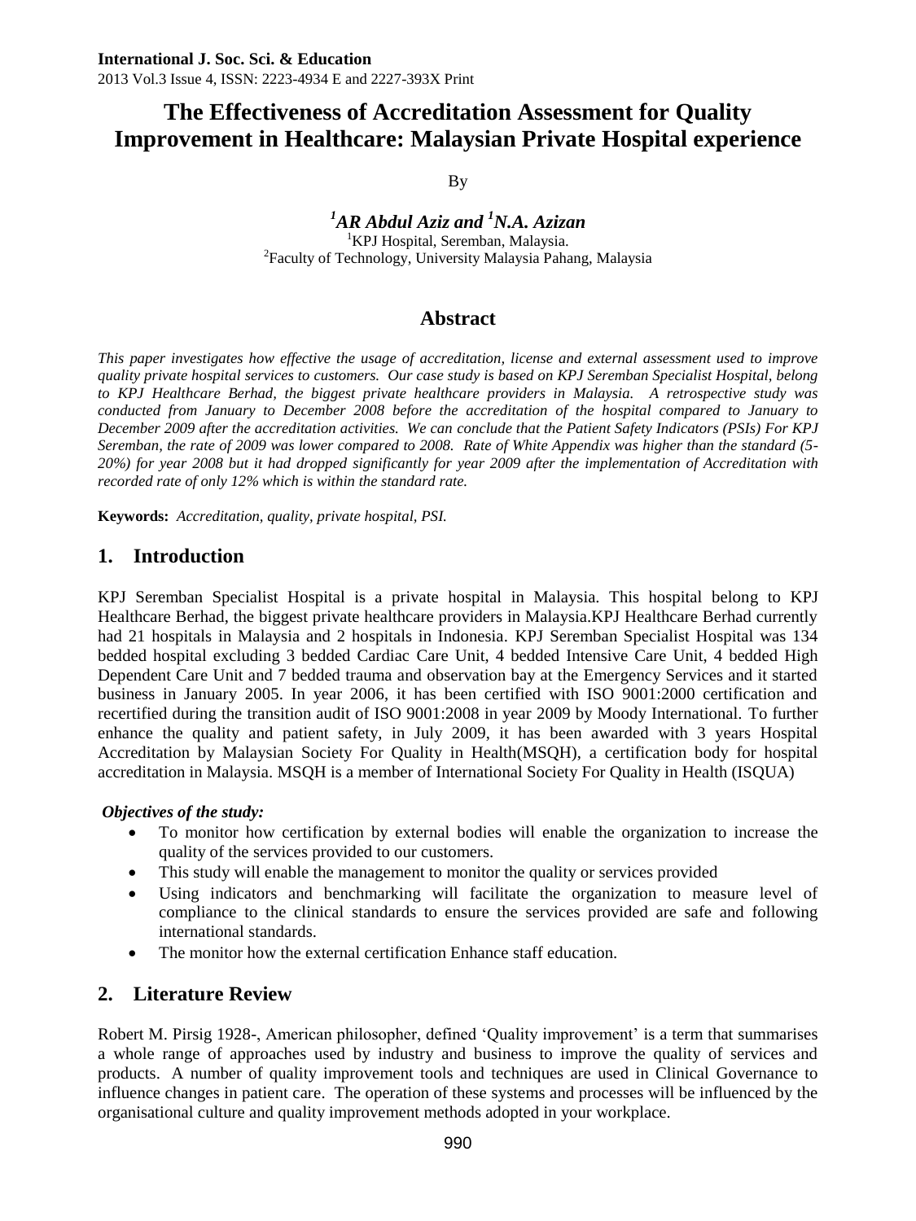# The Effectiveness of Accreditation Assessment for Quality Improvement in Healthcare: Malaysian Private Hospital experience

By

***[1]AR Abdul Aziz and [1]N.A. Azizan***

[1]KPJ Hospital, Seremban, Malaysia.
[2]Faculty of Technology, University Malaysia Pahang, Malaysia

## Abstract

*This paper investigates how effective the usage of accreditation, license and external assessment used to improve quality private hospital services to customers. Our case study is based on KPJ Seremban Specialist Hospital, belong to KPJ Healthcare Berhad, the biggest private healthcare providers in Malaysia. A retrospective study was conducted from January to December 2008 before the accreditation of the hospital compared to January to December 2009 after the accreditation activities. We can conclude that the Patient Safety Indicators (PSIs) For KPJ Seremban, the rate of 2009 was lower compared to 2008. Rate of White Appendix was higher than the standard (5-20%) for year 2008 but it had dropped significantly for year 2009 after the implementation of Accreditation with recorded rate of only 12% which is within the standard rate.*

**Keywords:** *Accreditation, quality, private hospital, PSI.*

## 1. Introduction

KPJ Seremban Specialist Hospital is a private hospital in Malaysia. This hospital belong to KPJ Healthcare Berhad, the biggest private healthcare providers in Malaysia.KPJ Healthcare Berhad currently had 21 hospitals in Malaysia and 2 hospitals in Indonesia. KPJ Seremban Specialist Hospital was 134 bedded hospital excluding 3 bedded Cardiac Care Unit, 4 bedded Intensive Care Unit, 4 bedded High Dependent Care Unit and 7 bedded trauma and observation bay at the Emergency Services and it started business in January 2005. In year 2006, it has been certified with ISO 9001:2000 certification and recertified during the transition audit of ISO 9001:2008 in year 2009 by Moody International. To further enhance the quality and patient safety, in July 2009, it has been awarded with 3 years Hospital Accreditation by Malaysian Society For Quality in Health(MSQH), a certification body for hospital accreditation in Malaysia. MSQH is a member of International Society For Quality in Health (ISQUA)

***Objectives of the study:***

- To monitor how certification by external bodies will enable the organization to increase the quality of the services provided to our customers.
- This study will enable the management to monitor the quality or services provided
- Using indicators and benchmarking will facilitate the organization to measure level of compliance to the clinical standards to ensure the services provided are safe and following international standards.
- The monitor how the external certification Enhance staff education.

## 2. Literature Review

Robert M. Pirsig 1928-, American philosopher, defined 'Quality improvement' is a term that summarises a whole range of approaches used by industry and business to improve the quality of services and products. A number of quality improvement tools and techniques are used in Clinical Governance to influence changes in patient care. The operation of these systems and processes will be influenced by the organisational culture and quality improvement methods adopted in your workplace.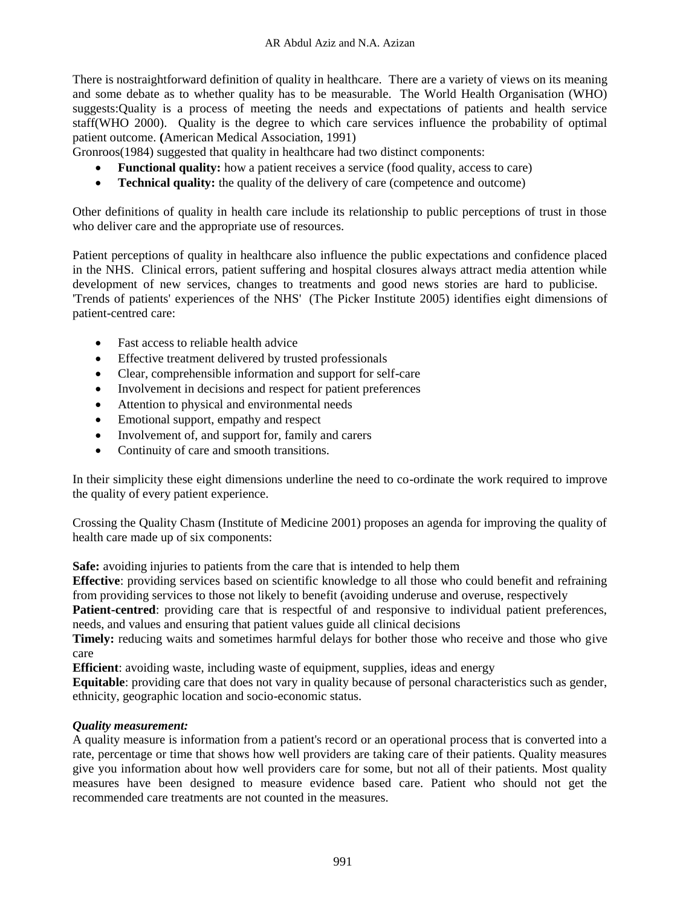There is nostraightforward definition of quality in healthcare. There are a variety of views on its meaning and some debate as to whether quality has to be measurable. The World Health Organisation (WHO) suggests:Quality is a process of meeting the needs and expectations of patients and health service staff(WHO 2000). Quality is the degree to which care services influence the probability of optimal patient outcome. **(**American Medical Association, 1991)

Gronroos(1984) suggested that quality in healthcare had two distinct components:

- **Functional quality:** how a patient receives a service (food quality, access to care)
- **Technical quality:** the quality of the delivery of care (competence and outcome)

Other definitions of quality in health care include its relationship to public perceptions of trust in those who deliver care and the appropriate use of resources.

Patient perceptions of quality in healthcare also influence the public expectations and confidence placed in the NHS. Clinical errors, patient suffering and hospital closures always attract media attention while development of new services, changes to treatments and good news stories are hard to publicise. 'Trends of patients' experiences of the NHS' (The Picker Institute 2005) identifies eight dimensions of patient-centred care:

- Fast access to reliable health advice
- Effective treatment delivered by trusted professionals
- Clear, comprehensible information and support for self-care
- Involvement in decisions and respect for patient preferences
- Attention to physical and environmental needs
- Emotional support, empathy and respect
- Involvement of, and support for, family and carers
- Continuity of care and smooth transitions.

In their simplicity these eight dimensions underline the need to co-ordinate the work required to improve the quality of every patient experience.

Crossing the Quality Chasm (Institute of Medicine 2001) proposes an agenda for improving the quality of health care made up of six components:

**Safe:** avoiding injuries to patients from the care that is intended to help them

**Effective**: providing services based on scientific knowledge to all those who could benefit and refraining from providing services to those not likely to benefit (avoiding underuse and overuse, respectively

**Patient-centred**: providing care that is respectful of and responsive to individual patient preferences, needs, and values and ensuring that patient values guide all clinical decisions

**Timely:** reducing waits and sometimes harmful delays for bother those who receive and those who give care

**Efficient**: avoiding waste, including waste of equipment, supplies, ideas and energy

**Equitable**: providing care that does not vary in quality because of personal characteristics such as gender, ethnicity, geographic location and socio-economic status.

***Quality measurement:***

A quality measure is information from a patient's record or an operational process that is converted into a rate, percentage or time that shows how well providers are taking care of their patients. Quality measures give you information about how well providers care for some, but not all of their patients. Most quality measures have been designed to measure evidence based care. Patient who should not get the recommended care treatments are not counted in the measures.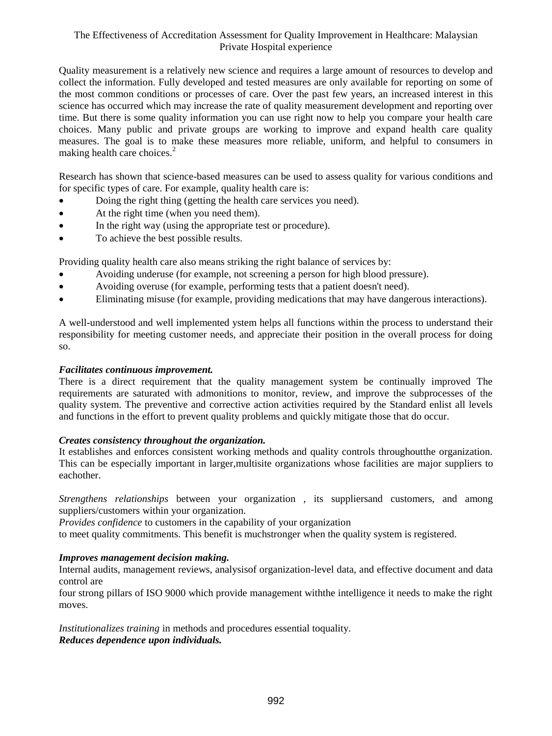Quality measurement is a relatively new science and requires a large amount of resources to develop and collect the information. Fully developed and tested measures are only available for reporting on some of the most common conditions or processes of care. Over the past few years, an increased interest in this science has occurred which may increase the rate of quality measurement development and reporting over time. But there is some quality information you can use right now to help you compare your health care choices. Many public and private groups are working to improve and expand health care quality measures. The goal is to make these measures more reliable, uniform, and helpful to consumers in making health care choices.[2]

Research has shown that science-based measures can be used to assess quality for various conditions and for specific types of care. For example, quality health care is:

- Doing the right thing (getting the health care services you need).
- At the right time (when you need them).
- In the right way (using the appropriate test or procedure).
- To achieve the best possible results.

Providing quality health care also means striking the right balance of services by:

- Avoiding underuse (for example, not screening a person for high blood pressure).
- Avoiding overuse (for example, performing tests that a patient doesn't need).
- Eliminating misuse (for example, providing medications that may have dangerous interactions).

A well-understood and well implemented ystem helps all functions within the process to understand their responsibility for meeting customer needs, and appreciate their position in the overall process for doing so.

***Facilitates continuous improvement.***
There is a direct requirement that the quality management system be continually improved The requirements are saturated with admonitions to monitor, review, and improve the subprocesses of the quality system. The preventive and corrective action activities required by the Standard enlist all levels and functions in the effort to prevent quality problems and quickly mitigate those that do occur.

***Creates consistency throughout the organization.***
It establishes and enforces consistent working methods and quality controls throughoutthe organization. This can be especially important in larger,multisite organizations whose facilities are major suppliers to eachother.

*Strengthens relationships* between your organization , its suppliersand customers, and among suppliers/customers within your organization.
*Provides confidence* to customers in the capability of your organization
to meet quality commitments. This benefit is muchstronger when the quality system is registered.

***Improves management decision making.***
Internal audits, management reviews, analysisof organization-level data, and effective document and data control are
four strong pillars of ISO 9000 which provide management withthe intelligence it needs to make the right moves.

*Institutionalizes training* in methods and procedures essential toquality.
***Reduces dependence upon individuals.***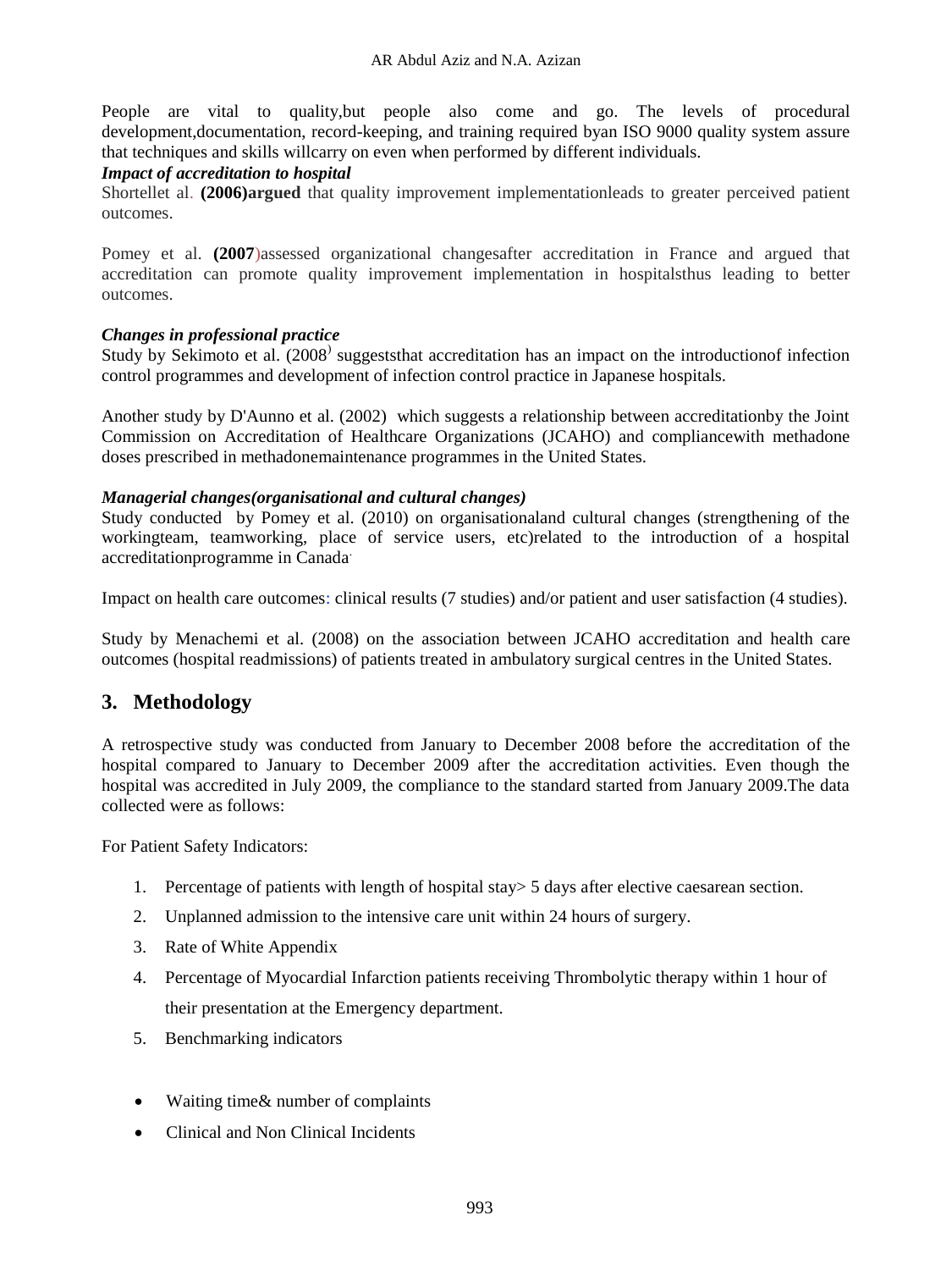People are vital to quality,but people also come and go. The levels of procedural development,documentation, record-keeping, and training required byan ISO 9000 quality system assure that techniques and skills willcarry on even when performed by different individuals.

***Impact of accreditation to hospital***

Shortellet al. **(2006)argued** that quality improvement implementationleads to greater perceived patient outcomes.

Pomey et al. **(2007**)assessed organizational changesafter accreditation in France and argued that accreditation can promote quality improvement implementation in hospitalsthus leading to better outcomes.

***Changes in professional practice***

Study by Sekimoto et al. (2008) suggeststhat accreditation has an impact on the introductionof infection control programmes and development of infection control practice in Japanese hospitals.

Another study by D'Aunno et al. (2002) which suggests a relationship between accreditationby the Joint Commission on Accreditation of Healthcare Organizations (JCAHO) and compliancewith methadone doses prescribed in methadonemaintenance programmes in the United States.

***Managerial changes(organisational and cultural changes)***

Study conducted by Pomey et al. (2010) on organisationaland cultural changes (strengthening of the workingteam, teamworking, place of service users, etc)related to the introduction of a hospital accreditationprogramme in Canada.

Impact on health care outcomes: clinical results (7 studies) and/or patient and user satisfaction (4 studies).

Study by Menachemi et al. (2008) on the association between JCAHO accreditation and health care outcomes (hospital readmissions) of patients treated in ambulatory surgical centres in the United States.

## 3. Methodology

A retrospective study was conducted from January to December 2008 before the accreditation of the hospital compared to January to December 2009 after the accreditation activities. Even though the hospital was accredited in July 2009, the compliance to the standard started from January 2009.The data collected were as follows:

For Patient Safety Indicators:

1. Percentage of patients with length of hospital stay> 5 days after elective caesarean section.
2. Unplanned admission to the intensive care unit within 24 hours of surgery.
3. Rate of White Appendix
4. Percentage of Myocardial Infarction patients receiving Thrombolytic therapy within 1 hour of their presentation at the Emergency department.
5. Benchmarking indicators

- Waiting time& number of complaints
- Clinical and Non Clinical Incidents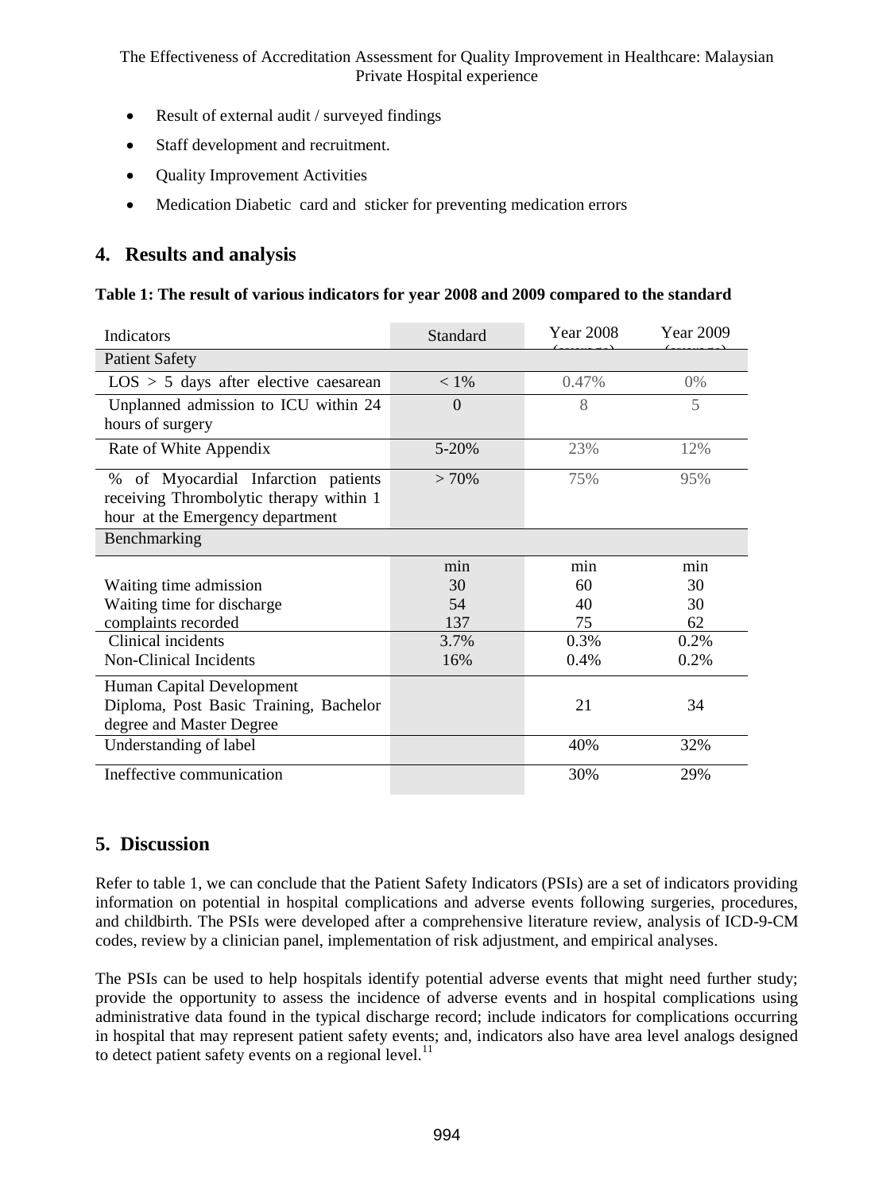- Result of external audit / surveyed findings
- Staff development and recruitment.
- Quality Improvement Activities
- Medication Diabetic card and sticker for preventing medication errors

## 4. Results and analysis

**Table 1: The result of various indicators for year 2008 and 2009 compared to the standard**

| Indicators | Standard | Year 2008 (average) | Year 2009 (average) |
|---|---|---|---|
| Patient Safety | | | |
| LOS > 5 days after elective caesarean | < 1% | 0.47% | 0% |
| Unplanned admission to ICU within 24 hours of surgery | 0 | 8 | 5 |
| Rate of White Appendix | 5-20% | 23% | 12% |
| % of Myocardial Infarction patients receiving Thrombolytic therapy within 1 hour at the Emergency department | > 70% | 75% | 95% |
| Benchmarking | | | |
| | min | min | min |
| Waiting time admission | 30 | 60 | 30 |
| Waiting time for discharge | 54 | 40 | 30 |
| complaints recorded | 137 | 75 | 62 |
| Clinical incidents | 3.7% | 0.3% | 0.2% |
| Non-Clinical Incidents | 16% | 0.4% | 0.2% |
| Human Capital Development Diploma, Post Basic Training, Bachelor degree and Master Degree | | 21 | 34 |
| Understanding of label | | 40% | 32% |
| Ineffective communication | | 30% | 29% |

## 5. Discussion

Refer to table 1, we can conclude that the Patient Safety Indicators (PSIs) are a set of indicators providing information on potential in hospital complications and adverse events following surgeries, procedures, and childbirth. The PSIs were developed after a comprehensive literature review, analysis of ICD-9-CM codes, review by a clinician panel, implementation of risk adjustment, and empirical analyses.

The PSIs can be used to help hospitals identify potential adverse events that might need further study; provide the opportunity to assess the incidence of adverse events and in hospital complications using administrative data found in the typical discharge record; include indicators for complications occurring in hospital that may represent patient safety events; and, indicators also have area level analogs designed to detect patient safety events on a regional level.[11]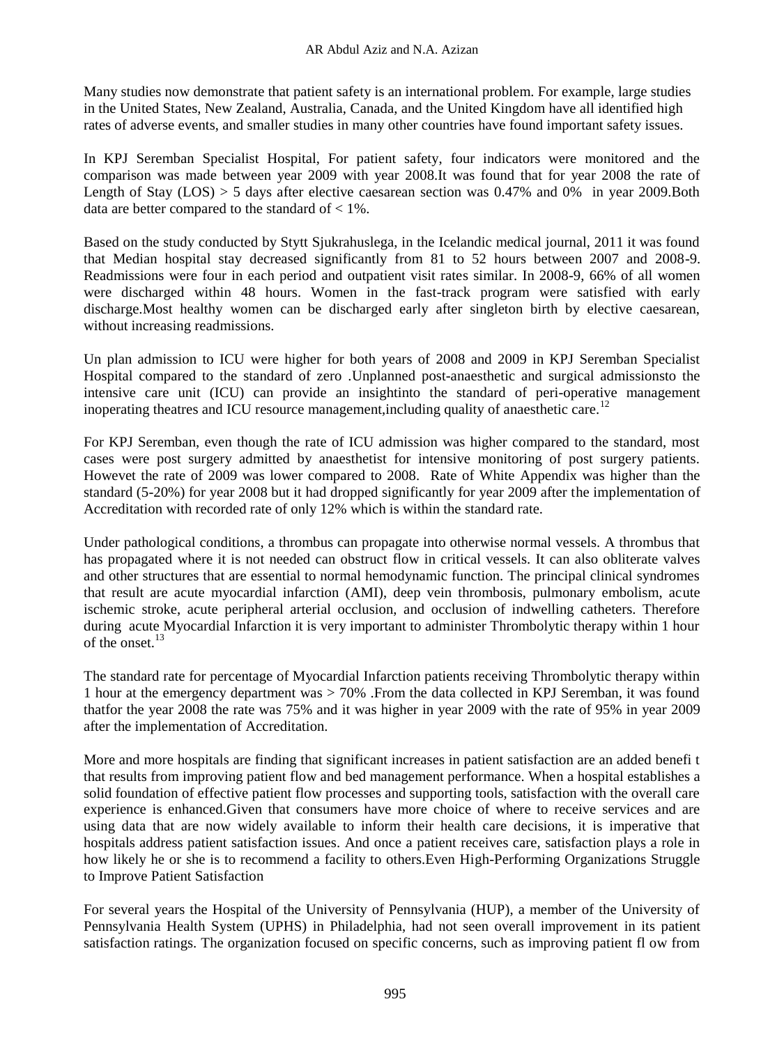Many studies now demonstrate that patient safety is an international problem. For example, large studies in the United States, New Zealand, Australia, Canada, and the United Kingdom have all identified high rates of adverse events, and smaller studies in many other countries have found important safety issues.

In KPJ Seremban Specialist Hospital, For patient safety, four indicators were monitored and the comparison was made between year 2009 with year 2008.It was found that for year 2008 the rate of Length of Stay (LOS) > 5 days after elective caesarean section was 0.47% and 0% in year 2009.Both data are better compared to the standard of < 1%.

Based on the study conducted by Stytt Sjukrahuslega, in the Icelandic medical journal, 2011 it was found that Median hospital stay decreased significantly from 81 to 52 hours between 2007 and 2008-9. Readmissions were four in each period and outpatient visit rates similar. In 2008-9, 66% of all women were discharged within 48 hours. Women in the fast-track program were satisfied with early discharge.Most healthy women can be discharged early after singleton birth by elective caesarean, without increasing readmissions.

Un plan admission to ICU were higher for both years of 2008 and 2009 in KPJ Seremban Specialist Hospital compared to the standard of zero .Unplanned post-anaesthetic and surgical admissionsto the intensive care unit (ICU) can provide an insightinto the standard of peri-operative management inoperating theatres and ICU resource management,including quality of anaesthetic care.[12]

For KPJ Seremban, even though the rate of ICU admission was higher compared to the standard, most cases were post surgery admitted by anaesthetist for intensive monitoring of post surgery patients. Howevet the rate of 2009 was lower compared to 2008. Rate of White Appendix was higher than the standard (5-20%) for year 2008 but it had dropped significantly for year 2009 after the implementation of Accreditation with recorded rate of only 12% which is within the standard rate.

Under pathological conditions, a thrombus can propagate into otherwise normal vessels. A thrombus that has propagated where it is not needed can obstruct flow in critical vessels. It can also obliterate valves and other structures that are essential to normal hemodynamic function. The principal clinical syndromes that result are acute myocardial infarction (AMI), deep vein thrombosis, pulmonary embolism, acute ischemic stroke, acute peripheral arterial occlusion, and occlusion of indwelling catheters. Therefore during acute Myocardial Infarction it is very important to administer Thrombolytic therapy within 1 hour of the onset.[13]

The standard rate for percentage of Myocardial Infarction patients receiving Thrombolytic therapy within 1 hour at the emergency department was > 70% .From the data collected in KPJ Seremban, it was found thatfor the year 2008 the rate was 75% and it was higher in year 2009 with the rate of 95% in year 2009 after the implementation of Accreditation.

More and more hospitals are finding that significant increases in patient satisfaction are an added benefi t that results from improving patient flow and bed management performance. When a hospital establishes a solid foundation of effective patient flow processes and supporting tools, satisfaction with the overall care experience is enhanced.Given that consumers have more choice of where to receive services and are using data that are now widely available to inform their health care decisions, it is imperative that hospitals address patient satisfaction issues. And once a patient receives care, satisfaction plays a role in how likely he or she is to recommend a facility to others.Even High-Performing Organizations Struggle to Improve Patient Satisfaction

For several years the Hospital of the University of Pennsylvania (HUP), a member of the University of Pennsylvania Health System (UPHS) in Philadelphia, had not seen overall improvement in its patient satisfaction ratings. The organization focused on specific concerns, such as improving patient fl ow from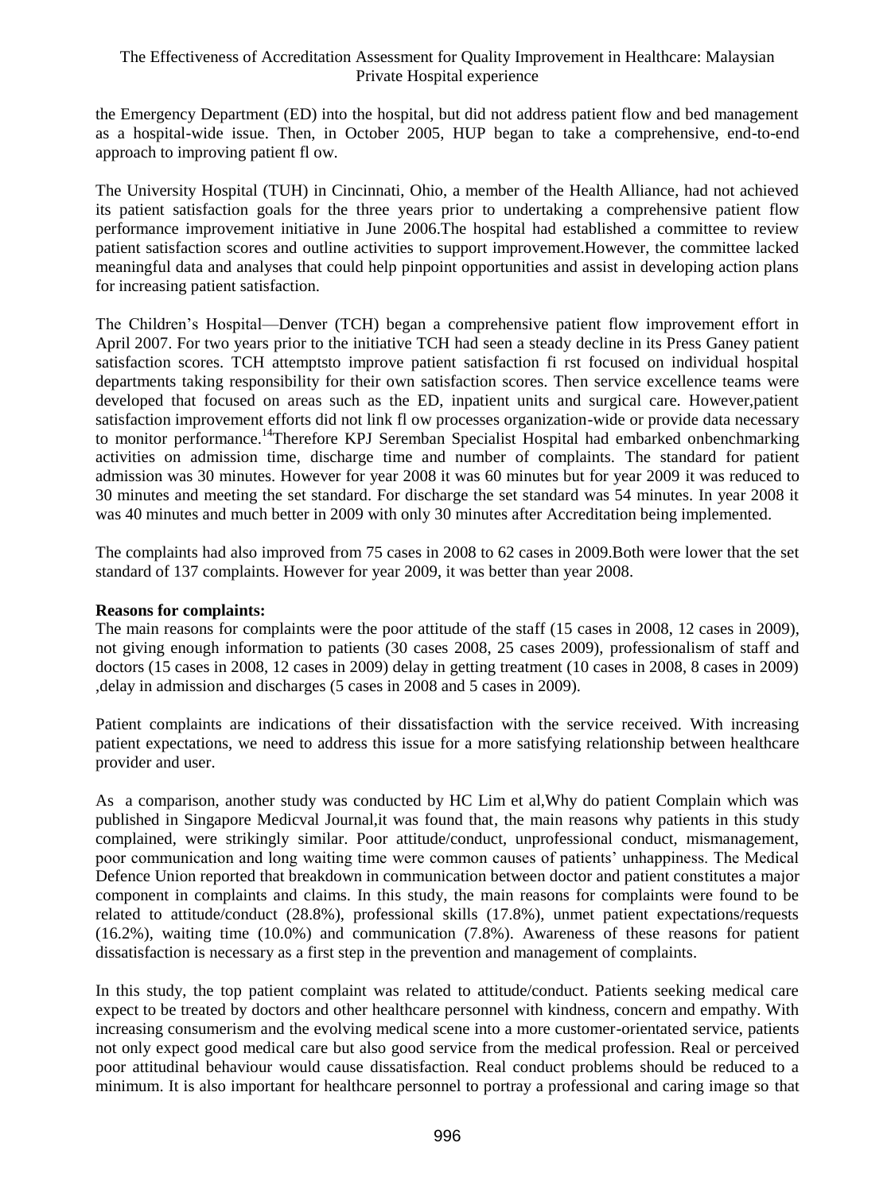the Emergency Department (ED) into the hospital, but did not address patient flow and bed management as a hospital-wide issue. Then, in October 2005, HUP began to take a comprehensive, end-to-end approach to improving patient fl ow.

The University Hospital (TUH) in Cincinnati, Ohio, a member of the Health Alliance, had not achieved its patient satisfaction goals for the three years prior to undertaking a comprehensive patient flow performance improvement initiative in June 2006.The hospital had established a committee to review patient satisfaction scores and outline activities to support improvement.However, the committee lacked meaningful data and analyses that could help pinpoint opportunities and assist in developing action plans for increasing patient satisfaction.

The Children's Hospital—Denver (TCH) began a comprehensive patient flow improvement effort in April 2007. For two years prior to the initiative TCH had seen a steady decline in its Press Ganey patient satisfaction scores. TCH attemptsto improve patient satisfaction fi rst focused on individual hospital departments taking responsibility for their own satisfaction scores. Then service excellence teams were developed that focused on areas such as the ED, inpatient units and surgical care. However,patient satisfaction improvement efforts did not link fl ow processes organization-wide or provide data necessary to monitor performance.[14]Therefore KPJ Seremban Specialist Hospital had embarked onbenchmarking activities on admission time, discharge time and number of complaints. The standard for patient admission was 30 minutes. However for year 2008 it was 60 minutes but for year 2009 it was reduced to 30 minutes and meeting the set standard. For discharge the set standard was 54 minutes. In year 2008 it was 40 minutes and much better in 2009 with only 30 minutes after Accreditation being implemented.

The complaints had also improved from 75 cases in 2008 to 62 cases in 2009.Both were lower that the set standard of 137 complaints. However for year 2009, it was better than year 2008.

**Reasons for complaints:**

The main reasons for complaints were the poor attitude of the staff (15 cases in 2008, 12 cases in 2009), not giving enough information to patients (30 cases 2008, 25 cases 2009), professionalism of staff and doctors (15 cases in 2008, 12 cases in 2009) delay in getting treatment (10 cases in 2008, 8 cases in 2009) ,delay in admission and discharges (5 cases in 2008 and 5 cases in 2009).

Patient complaints are indications of their dissatisfaction with the service received. With increasing patient expectations, we need to address this issue for a more satisfying relationship between healthcare provider and user.

As a comparison, another study was conducted by HC Lim et al,Why do patient Complain which was published in Singapore Medicval Journal,it was found that, the main reasons why patients in this study complained, were strikingly similar. Poor attitude/conduct, unprofessional conduct, mismanagement, poor communication and long waiting time were common causes of patients' unhappiness. The Medical Defence Union reported that breakdown in communication between doctor and patient constitutes a major component in complaints and claims. In this study, the main reasons for complaints were found to be related to attitude/conduct (28.8%), professional skills (17.8%), unmet patient expectations/requests (16.2%), waiting time (10.0%) and communication (7.8%). Awareness of these reasons for patient dissatisfaction is necessary as a first step in the prevention and management of complaints.

In this study, the top patient complaint was related to attitude/conduct. Patients seeking medical care expect to be treated by doctors and other healthcare personnel with kindness, concern and empathy. With increasing consumerism and the evolving medical scene into a more customer-orientated service, patients not only expect good medical care but also good service from the medical profession. Real or perceived poor attitudinal behaviour would cause dissatisfaction. Real conduct problems should be reduced to a minimum. It is also important for healthcare personnel to portray a professional and caring image so that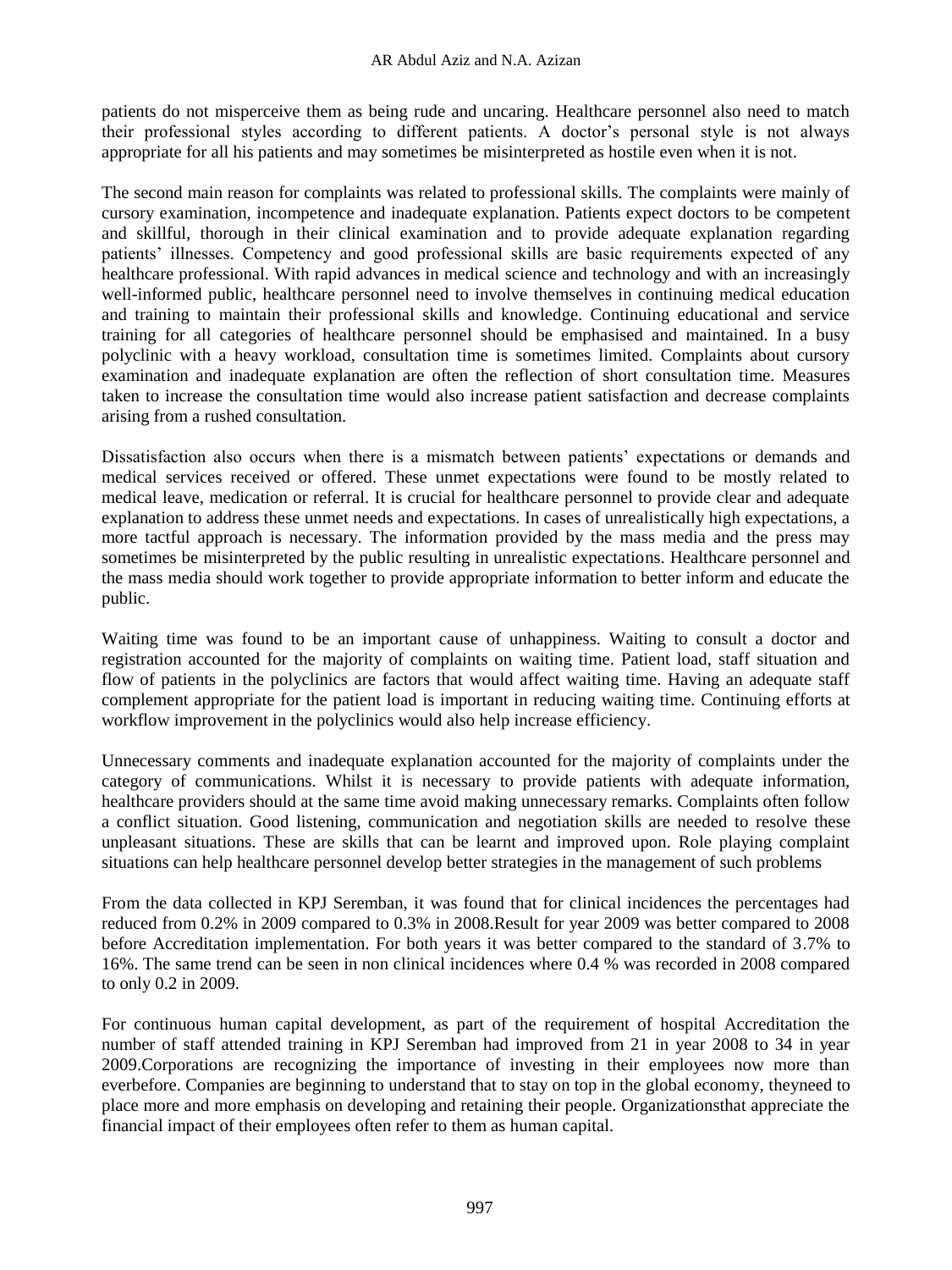patients do not misperceive them as being rude and uncaring. Healthcare personnel also need to match their professional styles according to different patients. A doctor's personal style is not always appropriate for all his patients and may sometimes be misinterpreted as hostile even when it is not.

The second main reason for complaints was related to professional skills. The complaints were mainly of cursory examination, incompetence and inadequate explanation. Patients expect doctors to be competent and skillful, thorough in their clinical examination and to provide adequate explanation regarding patients' illnesses. Competency and good professional skills are basic requirements expected of any healthcare professional. With rapid advances in medical science and technology and with an increasingly well-informed public, healthcare personnel need to involve themselves in continuing medical education and training to maintain their professional skills and knowledge. Continuing educational and service training for all categories of healthcare personnel should be emphasised and maintained. In a busy polyclinic with a heavy workload, consultation time is sometimes limited. Complaints about cursory examination and inadequate explanation are often the reflection of short consultation time. Measures taken to increase the consultation time would also increase patient satisfaction and decrease complaints arising from a rushed consultation.

Dissatisfaction also occurs when there is a mismatch between patients' expectations or demands and medical services received or offered. These unmet expectations were found to be mostly related to medical leave, medication or referral. It is crucial for healthcare personnel to provide clear and adequate explanation to address these unmet needs and expectations. In cases of unrealistically high expectations, a more tactful approach is necessary. The information provided by the mass media and the press may sometimes be misinterpreted by the public resulting in unrealistic expectations. Healthcare personnel and the mass media should work together to provide appropriate information to better inform and educate the public.

Waiting time was found to be an important cause of unhappiness. Waiting to consult a doctor and registration accounted for the majority of complaints on waiting time. Patient load, staff situation and flow of patients in the polyclinics are factors that would affect waiting time. Having an adequate staff complement appropriate for the patient load is important in reducing waiting time. Continuing efforts at workflow improvement in the polyclinics would also help increase efficiency.

Unnecessary comments and inadequate explanation accounted for the majority of complaints under the category of communications. Whilst it is necessary to provide patients with adequate information, healthcare providers should at the same time avoid making unnecessary remarks. Complaints often follow a conflict situation. Good listening, communication and negotiation skills are needed to resolve these unpleasant situations. These are skills that can be learnt and improved upon. Role playing complaint situations can help healthcare personnel develop better strategies in the management of such problems

From the data collected in KPJ Seremban, it was found that for clinical incidences the percentages had reduced from 0.2% in 2009 compared to 0.3% in 2008.Result for year 2009 was better compared to 2008 before Accreditation implementation. For both years it was better compared to the standard of 3.7% to 16%. The same trend can be seen in non clinical incidences where 0.4 % was recorded in 2008 compared to only 0.2 in 2009.

For continuous human capital development, as part of the requirement of hospital Accreditation the number of staff attended training in KPJ Seremban had improved from 21 in year 2008 to 34 in year 2009.Corporations are recognizing the importance of investing in their employees now more than everbefore. Companies are beginning to understand that to stay on top in the global economy, theyneed to place more and more emphasis on developing and retaining their people. Organizationsthat appreciate the financial impact of their employees often refer to them as human capital.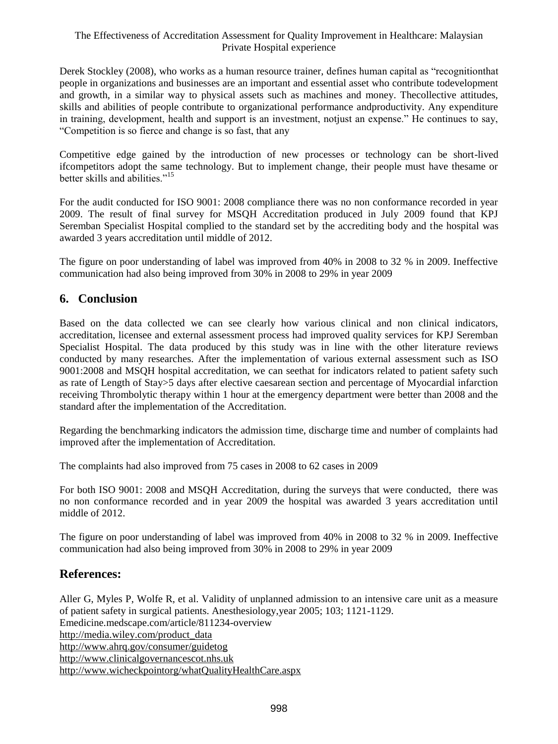Derek Stockley (2008), who works as a human resource trainer, defines human capital as "recognitionthat people in organizations and businesses are an important and essential asset who contribute todevelopment and growth, in a similar way to physical assets such as machines and money. Thecollective attitudes, skills and abilities of people contribute to organizational performance andproductivity. Any expenditure in training, development, health and support is an investment, notjust an expense." He continues to say, "Competition is so fierce and change is so fast, that any

Competitive edge gained by the introduction of new processes or technology can be short-lived ifcompetitors adopt the same technology. But to implement change, their people must have thesame or better skills and abilities."[15]

For the audit conducted for ISO 9001: 2008 compliance there was no non conformance recorded in year 2009. The result of final survey for MSQH Accreditation produced in July 2009 found that KPJ Seremban Specialist Hospital complied to the standard set by the accrediting body and the hospital was awarded 3 years accreditation until middle of 2012.

The figure on poor understanding of label was improved from 40% in 2008 to 32 % in 2009. Ineffective communication had also being improved from 30% in 2008 to 29% in year 2009

## 6. Conclusion

Based on the data collected we can see clearly how various clinical and non clinical indicators, accreditation, licensee and external assessment process had improved quality services for KPJ Seremban Specialist Hospital. The data produced by this study was in line with the other literature reviews conducted by many researches. After the implementation of various external assessment such as ISO 9001:2008 and MSQH hospital accreditation, we can seethat for indicators related to patient safety such as rate of Length of Stay>5 days after elective caesarean section and percentage of Myocardial infarction receiving Thrombolytic therapy within 1 hour at the emergency department were better than 2008 and the standard after the implementation of the Accreditation.

Regarding the benchmarking indicators the admission time, discharge time and number of complaints had improved after the implementation of Accreditation.

The complaints had also improved from 75 cases in 2008 to 62 cases in 2009

For both ISO 9001: 2008 and MSQH Accreditation, during the surveys that were conducted, there was no non conformance recorded and in year 2009 the hospital was awarded 3 years accreditation until middle of 2012.

The figure on poor understanding of label was improved from 40% in 2008 to 32 % in 2009. Ineffective communication had also being improved from 30% in 2008 to 29% in year 2009

## References:

Aller G, Myles P, Wolfe R, et al. Validity of unplanned admission to an intensive care unit as a measure of patient safety in surgical patients. Anesthesiology,year 2005; 103; 1121-1129.
Emedicine.medscape.com/article/811234-overview
http://media.wiley.com/product_data
http://www.ahrq.gov/consumer/guidetog
http://www.clinicalgovernancescot.nhs.uk
http://www.wicheckpointorg/whatQualityHealthCare.aspx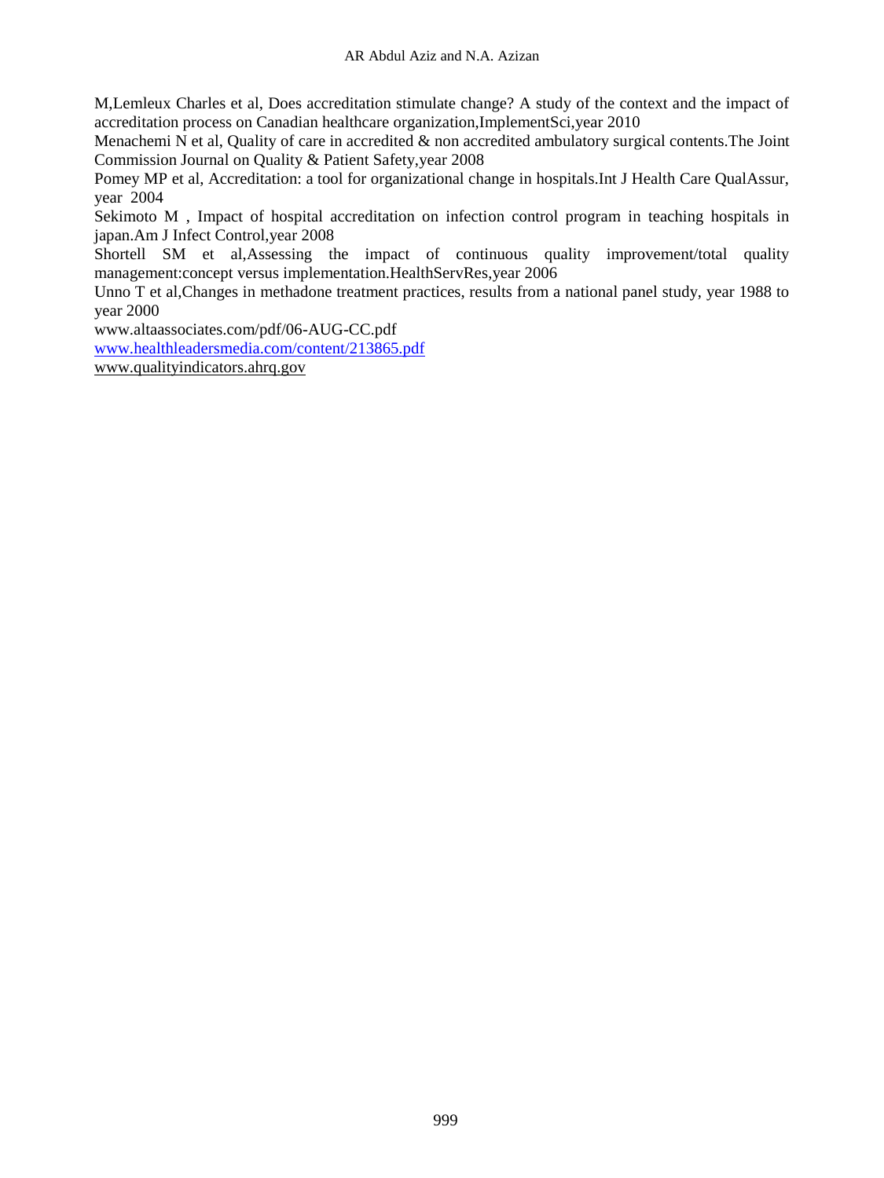M,Lemleux Charles et al, Does accreditation stimulate change? A study of the context and the impact of accreditation process on Canadian healthcare organization,ImplementSci,year 2010

Menachemi N et al, Quality of care in accredited & non accredited ambulatory surgical contents.The Joint Commission Journal on Quality & Patient Safety,year 2008

Pomey MP et al, Accreditation: a tool for organizational change in hospitals.Int J Health Care QualAssur, year 2004

Sekimoto M , Impact of hospital accreditation on infection control program in teaching hospitals in japan.Am J Infect Control,year 2008

Shortell SM et al,Assessing the impact of continuous quality improvement/total quality management:concept versus implementation.HealthServRes,year 2006

Unno T et al,Changes in methadone treatment practices, results from a national panel study, year 1988 to year 2000

www.altaassociates.com/pdf/06-AUG-CC.pdf

www.healthleadersmedia.com/content/213865.pdf

www.qualityindicators.ahrq.gov